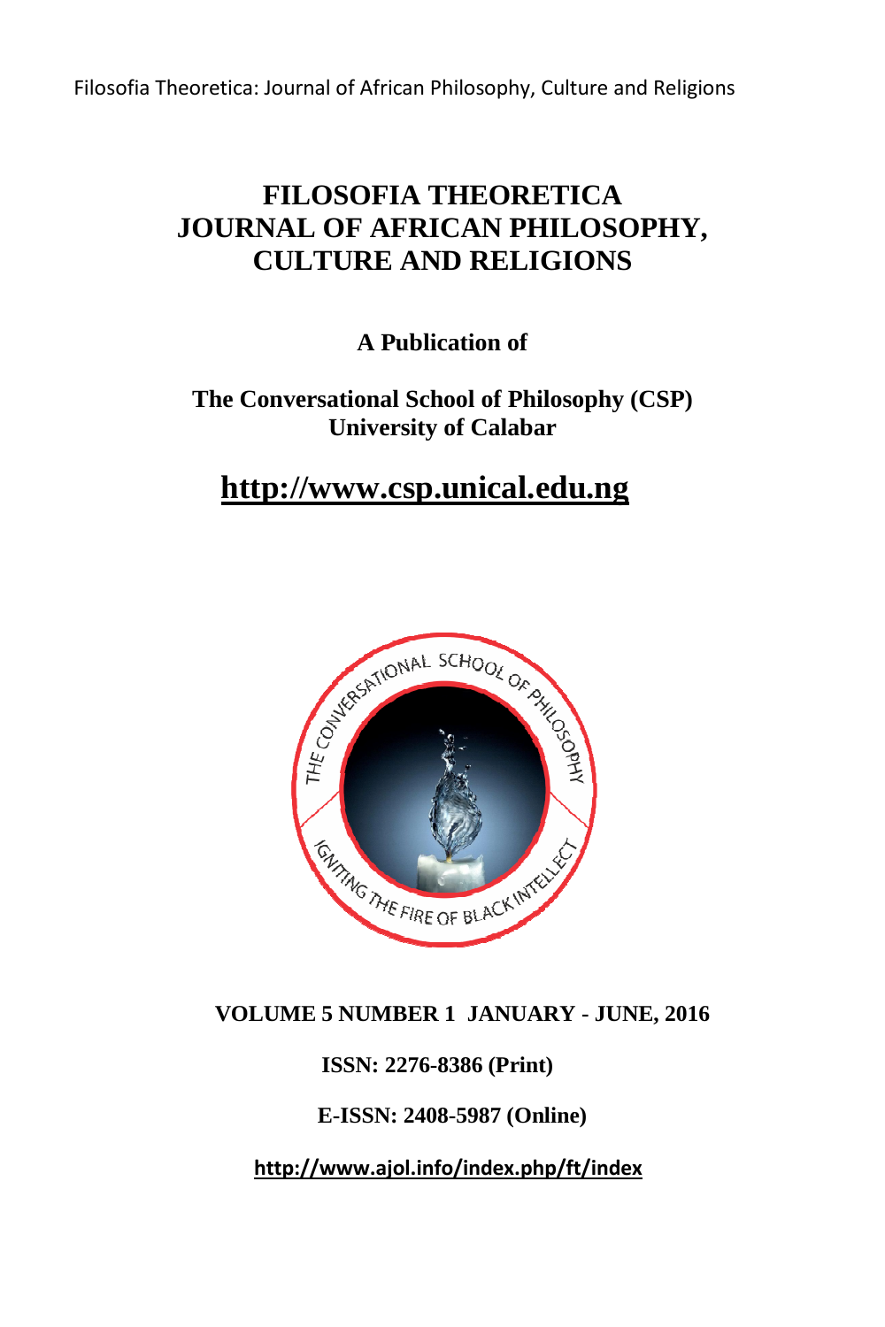# FILOSOFIA THEORETICA JOURNAL OF AFRICAN PHILOSOPHY, CULTURE AND RELIGIONS

**A Publication of**

**The Conversational School of Philosophy (CSP)**
**University of Calabar**

## http://www.csp.unical.edu.ng

**VOLUME 5 NUMBER 1 JANUARY - JUNE, 2016**

**ISSN: 2276-8386 (Print)**

**E-ISSN: 2408-5987 (Online)**

**http://www.ajol.info/index.php/ft/index**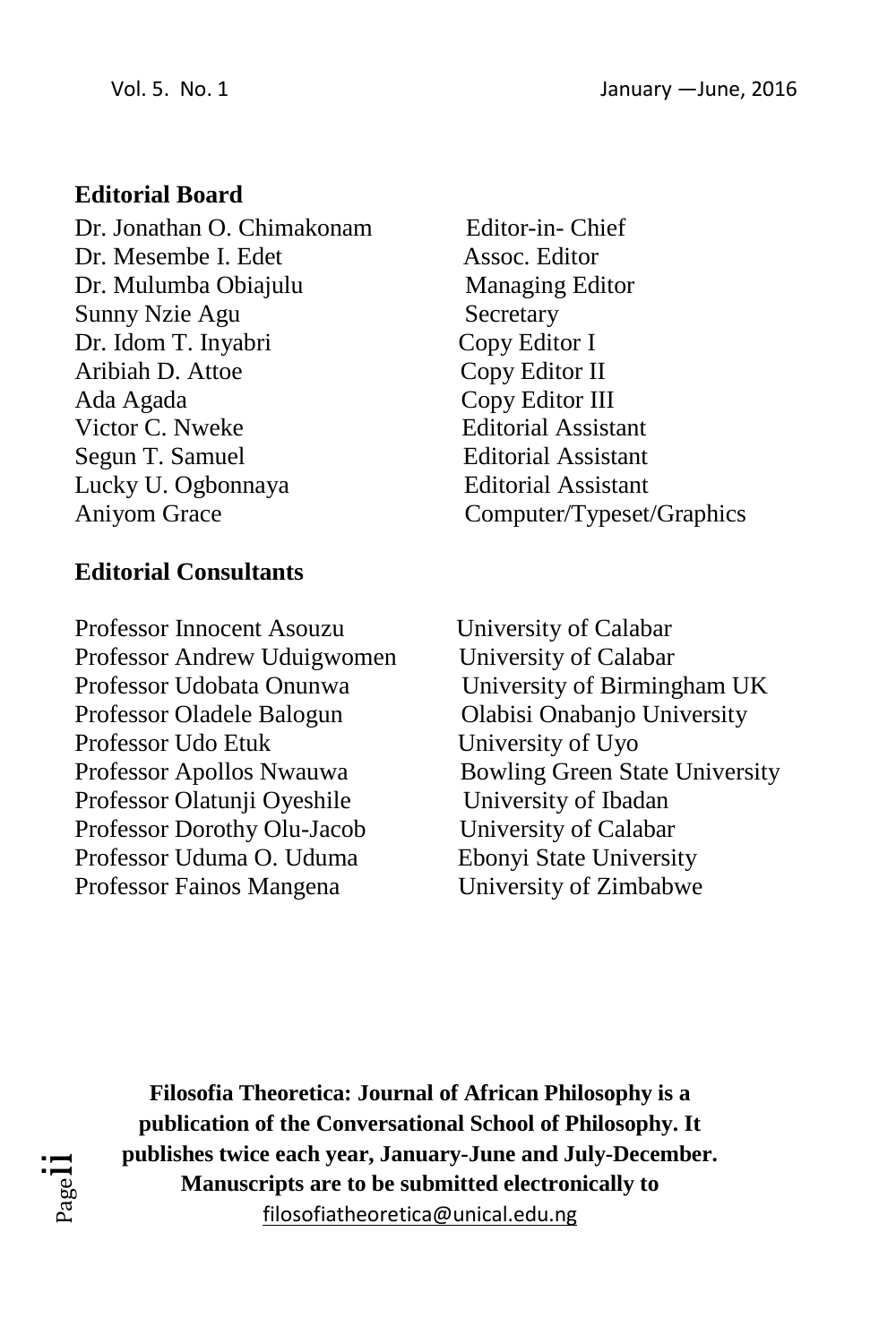**Editorial Board**

| | |
|---|---|
| Dr. Jonathan O. Chimakonam | Editor-in- Chief |
| Dr. Mesembe I. Edet | Assoc. Editor |
| Dr. Mulumba Obiajulu | Managing Editor |
| Sunny Nzie Agu | Secretary |
| Dr. Idom T. Inyabri | Copy Editor I |
| Aribiah D. Attoe | Copy Editor II |
| Ada Agada | Copy Editor III |
| Victor C. Nweke | Editorial Assistant |
| Segun T. Samuel | Editorial Assistant |
| Lucky U. Ogbonnaya | Editorial Assistant |
| Aniyom Grace | Computer/Typeset/Graphics |

**Editorial Consultants**

| | |
|---|---|
| Professor Innocent Asouzu | University of Calabar |
| Professor Andrew Uduigwomen | University of Calabar |
| Professor Udobata Onunwa | University of Birmingham UK |
| Professor Oladele Balogun | Olabisi Onabanjo University |
| Professor Udo Etuk | University of Uyo |
| Professor Apollos Nwauwa | Bowling Green State University |
| Professor Olatunji Oyeshile | University of Ibadan |
| Professor Dorothy Olu-Jacob | University of Calabar |
| Professor Uduma O. Uduma | Ebonyi State University |
| Professor Fainos Mangena | University of Zimbabwe |

**Filosofia Theoretica: Journal of African Philosophy is a publication of the Conversational School of Philosophy. It publishes twice each year, January-June and July-December. Manuscripts are to be submitted electronically to**
filosofiatheoretica@unical.edu.ng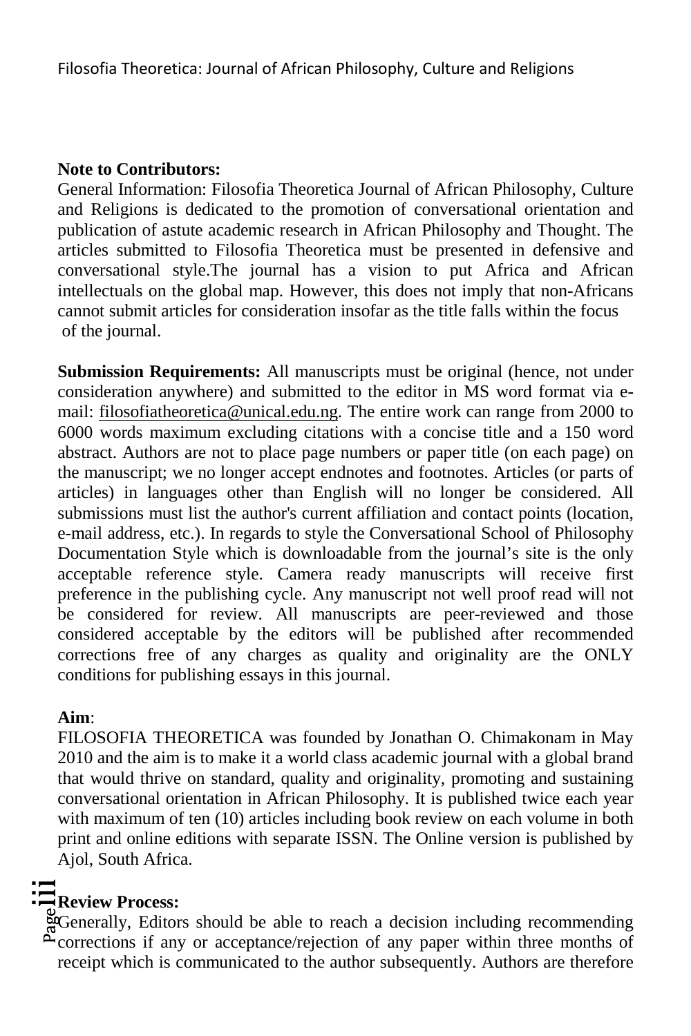**Note to Contributors:**

General Information: Filosofia Theoretica Journal of African Philosophy, Culture and Religions is dedicated to the promotion of conversational orientation and publication of astute academic research in African Philosophy and Thought. The articles submitted to Filosofia Theoretica must be presented in defensive and conversational style.The journal has a vision to put Africa and African intellectuals on the global map. However, this does not imply that non-Africans cannot submit articles for consideration insofar as the title falls within the focus of the journal.

**Submission Requirements:** All manuscripts must be original (hence, not under consideration anywhere) and submitted to the editor in MS word format via e-mail: filosofiatheoretica@unical.edu.ng. The entire work can range from 2000 to 6000 words maximum excluding citations with a concise title and a 150 word abstract. Authors are not to place page numbers or paper title (on each page) on the manuscript; we no longer accept endnotes and footnotes. Articles (or parts of articles) in languages other than English will no longer be considered. All submissions must list the author's current affiliation and contact points (location, e-mail address, etc.). In regards to style the Conversational School of Philosophy Documentation Style which is downloadable from the journal's site is the only acceptable reference style. Camera ready manuscripts will receive first preference in the publishing cycle. Any manuscript not well proof read will not be considered for review. All manuscripts are peer-reviewed and those considered acceptable by the editors will be published after recommended corrections free of any charges as quality and originality are the ONLY conditions for publishing essays in this journal.

**Aim**:

FILOSOFIA THEORETICA was founded by Jonathan O. Chimakonam in May 2010 and the aim is to make it a world class academic journal with a global brand that would thrive on standard, quality and originality, promoting and sustaining conversational orientation in African Philosophy. It is published twice each year with maximum of ten (10) articles including book review on each volume in both print and online editions with separate ISSN. The Online version is published by Ajol, South Africa.

**Review Process:**

Generally, Editors should be able to reach a decision including recommending corrections if any or acceptance/rejection of any paper within three months of receipt which is communicated to the author subsequently. Authors are therefore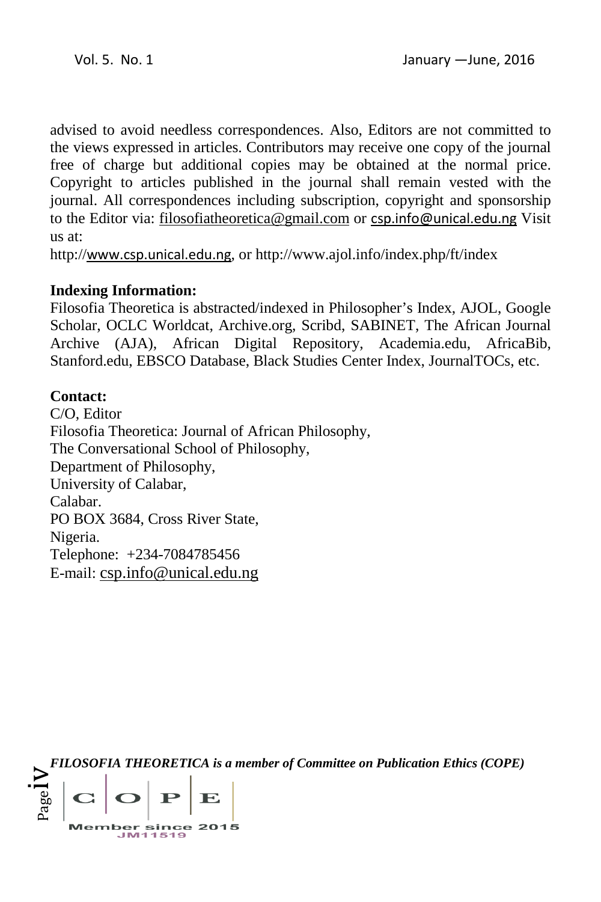advised to avoid needless correspondences. Also, Editors are not committed to the views expressed in articles. Contributors may receive one copy of the journal free of charge but additional copies may be obtained at the normal price. Copyright to articles published in the journal shall remain vested with the journal. All correspondences including subscription, copyright and sponsorship to the Editor via: filosofiatheoretica@gmail.com or csp.info@unical.edu.ng Visit us at:

http://www.csp.unical.edu.ng, or http://www.ajol.info/index.php/ft/index

**Indexing Information:**

Filosofia Theoretica is abstracted/indexed in Philosopher's Index, AJOL, Google Scholar, OCLC Worldcat, Archive.org, Scribd, SABINET, The African Journal Archive (AJA), African Digital Repository, Academia.edu, AfricaBib, Stanford.edu, EBSCO Database, Black Studies Center Index, JournalTOCs, etc.

**Contact:**

C/O, Editor
Filosofia Theoretica: Journal of African Philosophy,
The Conversational School of Philosophy,
Department of Philosophy,
University of Calabar,
Calabar.
PO BOX 3684, Cross River State,
Nigeria.
Telephone: +234-7084785456
E-mail: csp.info@unical.edu.ng

***FILOSOFIA THEORETICA is a member of Committee on Publication Ethics (COPE)***

COPE
Member since 2015
JM11519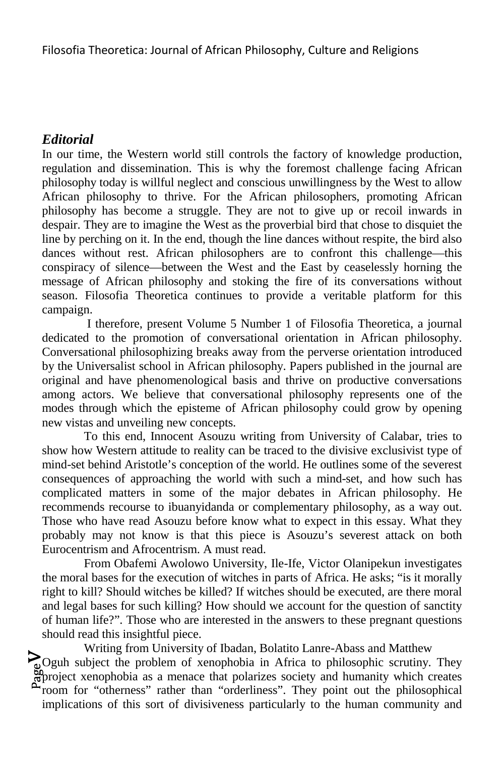### *Editorial*

In our time, the Western world still controls the factory of knowledge production, regulation and dissemination. This is why the foremost challenge facing African philosophy today is willful neglect and conscious unwillingness by the West to allow African philosophy to thrive. For the African philosophers, promoting African philosophy has become a struggle. They are not to give up or recoil inwards in despair. They are to imagine the West as the proverbial bird that chose to disquiet the line by perching on it. In the end, though the line dances without respite, the bird also dances without rest. African philosophers are to confront this challenge—this conspiracy of silence—between the West and the East by ceaselessly horning the message of African philosophy and stoking the fire of its conversations without season. Filosofia Theoretica continues to provide a veritable platform for this campaign.

I therefore, present Volume 5 Number 1 of Filosofia Theoretica, a journal dedicated to the promotion of conversational orientation in African philosophy. Conversational philosophizing breaks away from the perverse orientation introduced by the Universalist school in African philosophy. Papers published in the journal are original and have phenomenological basis and thrive on productive conversations among actors. We believe that conversational philosophy represents one of the modes through which the episteme of African philosophy could grow by opening new vistas and unveiling new concepts.

To this end, Innocent Asouzu writing from University of Calabar, tries to show how Western attitude to reality can be traced to the divisive exclusivist type of mind-set behind Aristotle's conception of the world. He outlines some of the severest consequences of approaching the world with such a mind-set, and how such has complicated matters in some of the major debates in African philosophy. He recommends recourse to ibuanyidanda or complementary philosophy, as a way out. Those who have read Asouzu before know what to expect in this essay. What they probably may not know is that this piece is Asouzu's severest attack on both Eurocentrism and Afrocentrism. A must read.

From Obafemi Awolowo University, Ile-Ife, Victor Olanipekun investigates the moral bases for the execution of witches in parts of Africa. He asks; "is it morally right to kill? Should witches be killed? If witches should be executed, are there moral and legal bases for such killing? How should we account for the question of sanctity of human life?". Those who are interested in the answers to these pregnant questions should read this insightful piece.

Writing from University of Ibadan, Bolatito Lanre-Abass and Matthew Oguh subject the problem of xenophobia in Africa to philosophic scrutiny. They project xenophobia as a menace that polarizes society and humanity which creates room for "otherness" rather than "orderliness". They point out the philosophical implications of this sort of divisiveness particularly to the human community and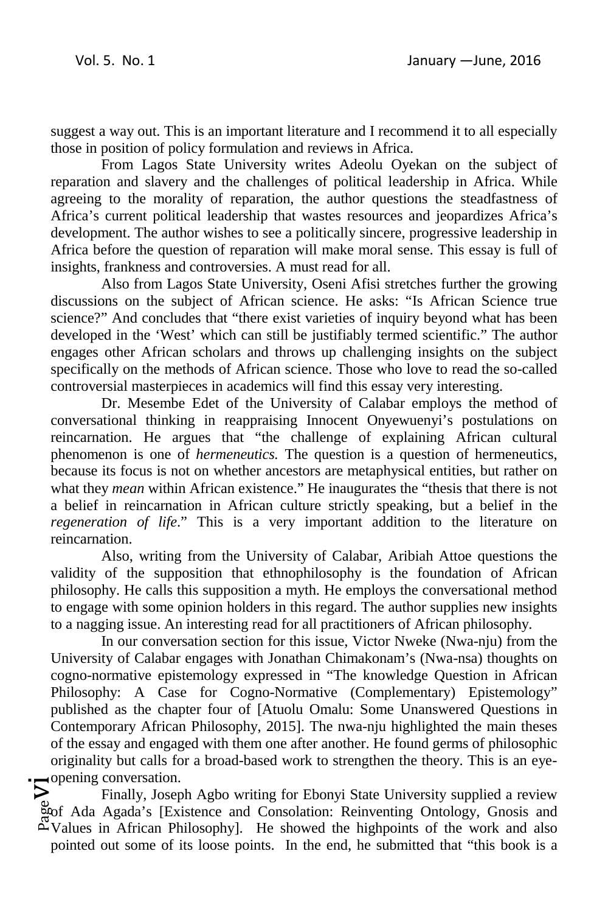suggest a way out. This is an important literature and I recommend it to all especially those in position of policy formulation and reviews in Africa.

From Lagos State University writes Adeolu Oyekan on the subject of reparation and slavery and the challenges of political leadership in Africa. While agreeing to the morality of reparation, the author questions the steadfastness of Africa's current political leadership that wastes resources and jeopardizes Africa's development. The author wishes to see a politically sincere, progressive leadership in Africa before the question of reparation will make moral sense. This essay is full of insights, frankness and controversies. A must read for all.

Also from Lagos State University, Oseni Afisi stretches further the growing discussions on the subject of African science. He asks: "Is African Science true science?" And concludes that "there exist varieties of inquiry beyond what has been developed in the 'West' which can still be justifiably termed scientific." The author engages other African scholars and throws up challenging insights on the subject specifically on the methods of African science. Those who love to read the so-called controversial masterpieces in academics will find this essay very interesting.

Dr. Mesembe Edet of the University of Calabar employs the method of conversational thinking in reappraising Innocent Onyewuenyi's postulations on reincarnation. He argues that "the challenge of explaining African cultural phenomenon is one of *hermeneutics.* The question is a question of hermeneutics, because its focus is not on whether ancestors are metaphysical entities, but rather on what they *mean* within African existence." He inaugurates the "thesis that there is not a belief in reincarnation in African culture strictly speaking, but a belief in the *regeneration of life*." This is a very important addition to the literature on reincarnation.

Also, writing from the University of Calabar, Aribiah Attoe questions the validity of the supposition that ethnophilosophy is the foundation of African philosophy. He calls this supposition a myth. He employs the conversational method to engage with some opinion holders in this regard. The author supplies new insights to a nagging issue. An interesting read for all practitioners of African philosophy.

In our conversation section for this issue, Victor Nweke (Nwa-nju) from the University of Calabar engages with Jonathan Chimakonam's (Nwa-nsa) thoughts on cogno-normative epistemology expressed in "The knowledge Question in African Philosophy: A Case for Cogno-Normative (Complementary) Epistemology" published as the chapter four of [Atuolu Omalu: Some Unanswered Questions in Contemporary African Philosophy, 2015]. The nwa-nju highlighted the main theses of the essay and engaged with them one after another. He found germs of philosophic originality but calls for a broad-based work to strengthen the theory. This is an eye-opening conversation.

Finally, Joseph Agbo writing for Ebonyi State University supplied a review of Ada Agada's [Existence and Consolation: Reinventing Ontology, Gnosis and Values in African Philosophy]. He showed the highpoints of the work and also pointed out some of its loose points. In the end, he submitted that "this book is a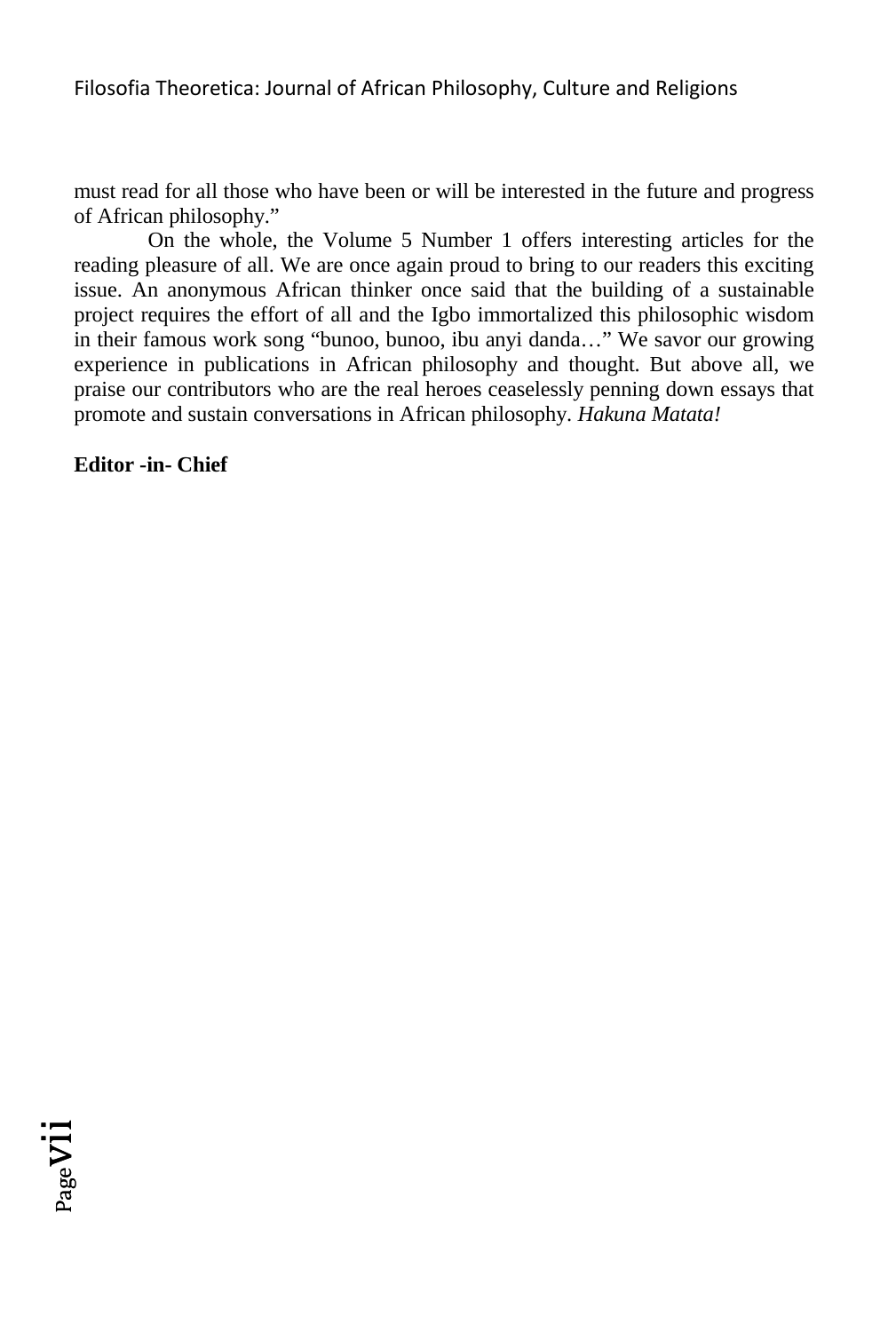must read for all those who have been or will be interested in the future and progress of African philosophy."

On the whole, the Volume 5 Number 1 offers interesting articles for the reading pleasure of all. We are once again proud to bring to our readers this exciting issue. An anonymous African thinker once said that the building of a sustainable project requires the effort of all and the Igbo immortalized this philosophic wisdom in their famous work song "bunoo, bunoo, ibu anyi danda…" We savor our growing experience in publications in African philosophy and thought. But above all, we praise our contributors who are the real heroes ceaselessly penning down essays that promote and sustain conversations in African philosophy. *Hakuna Matata!*

**Editor -in- Chief**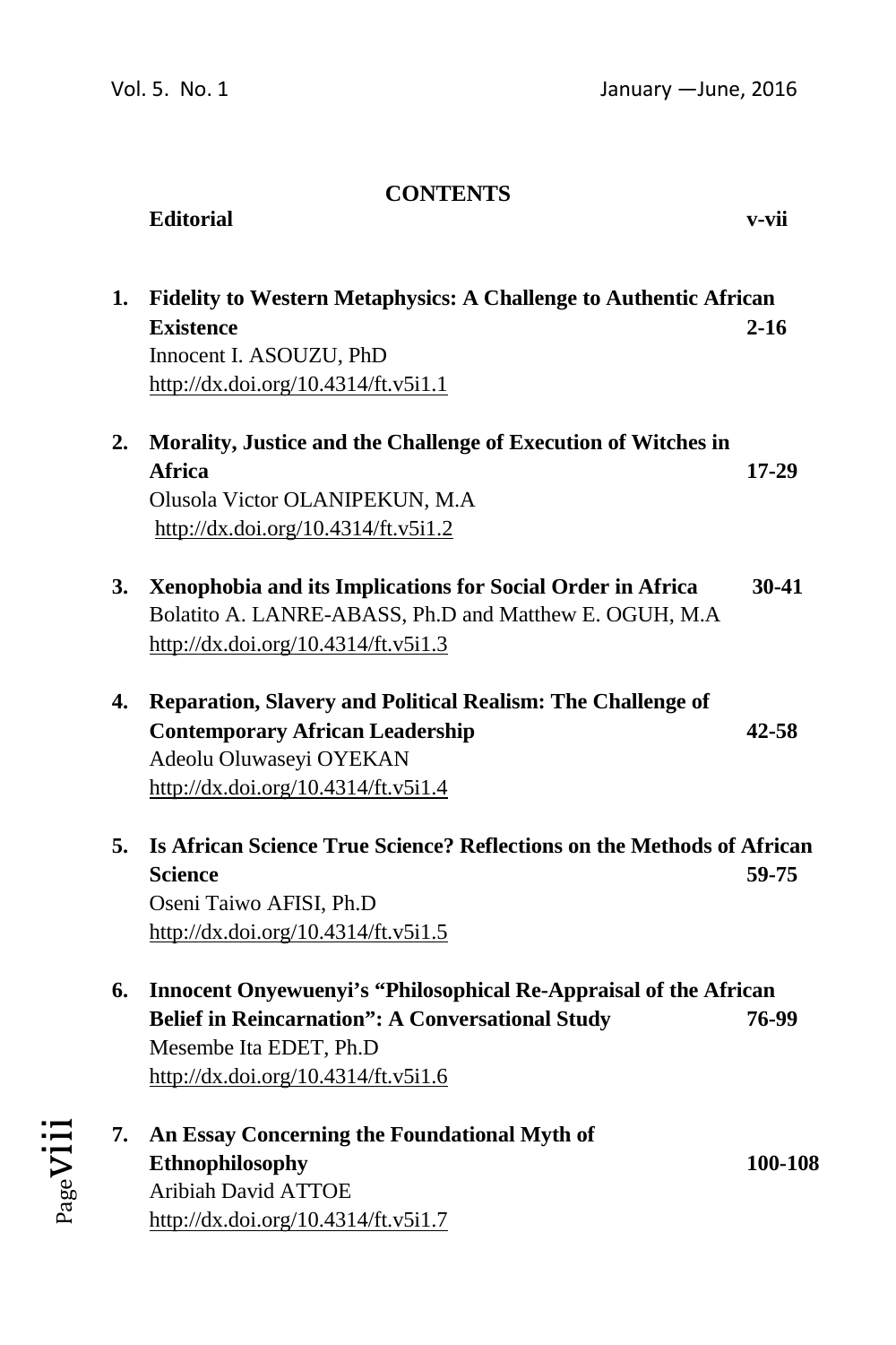## CONTENTS

**Editorial** **v-vii**

1. **Fidelity to Western Metaphysics: A Challenge to Authentic African Existence** **2-16**
   Innocent I. ASOUZU, PhD
   http://dx.doi.org/10.4314/ft.v5i1.1

2. **Morality, Justice and the Challenge of Execution of Witches in Africa** **17-29**
   Olusola Victor OLANIPEKUN, M.A
   http://dx.doi.org/10.4314/ft.v5i1.2

3. **Xenophobia and its Implications for Social Order in Africa** **30-41**
   Bolatito A. LANRE-ABASS, Ph.D and Matthew E. OGUH, M.A
   http://dx.doi.org/10.4314/ft.v5i1.3

4. **Reparation, Slavery and Political Realism: The Challenge of Contemporary African Leadership** **42-58**
   Adeolu Oluwaseyi OYEKAN
   http://dx.doi.org/10.4314/ft.v5i1.4

5. **Is African Science True Science? Reflections on the Methods of African Science** **59-75**
   Oseni Taiwo AFISI, Ph.D
   http://dx.doi.org/10.4314/ft.v5i1.5

6. **Innocent Onyewuenyi's "Philosophical Re-Appraisal of the African Belief in Reincarnation": A Conversational Study** **76-99**
   Mesembe Ita EDET, Ph.D
   http://dx.doi.org/10.4314/ft.v5i1.6

7. **An Essay Concerning the Foundational Myth of Ethnophilosophy** **100-108**
   Aribiah David ATTOE
   http://dx.doi.org/10.4314/ft.v5i1.7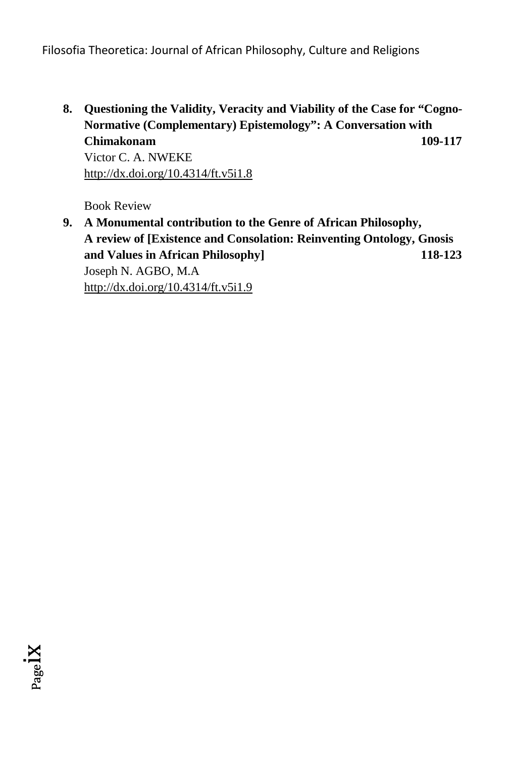8. **Questioning the Validity, Veracity and Viability of the Case for "Cogno-Normative (Complementary) Epistemology": A Conversation with Chimakonam** **109-117**
   Victor C. A. NWEKE
   http://dx.doi.org/10.4314/ft.v5i1.8

   Book Review

9. **A Monumental contribution to the Genre of African Philosophy, A review of [Existence and Consolation: Reinventing Ontology, Gnosis and Values in African Philosophy]** **118-123**
   Joseph N. AGBO, M.A
   http://dx.doi.org/10.4314/ft.v5i1.9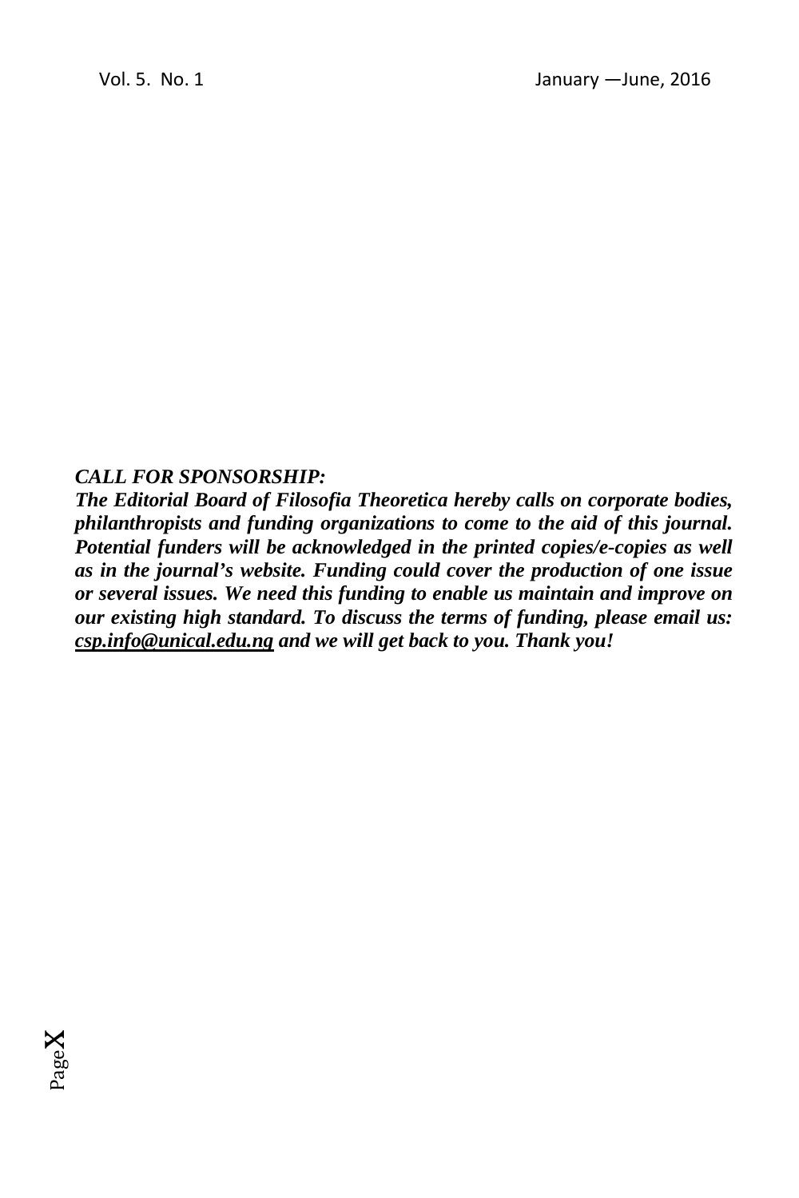***CALL FOR SPONSORSHIP:***

***The Editorial Board of Filosofia Theoretica hereby calls on corporate bodies, philanthropists and funding organizations to come to the aid of this journal. Potential funders will be acknowledged in the printed copies/e-copies as well as in the journal's website. Funding could cover the production of one issue or several issues. We need this funding to enable us maintain and improve on our existing high standard. To discuss the terms of funding, please email us: csp.info@unical.edu.ng and we will get back to you. Thank you!***